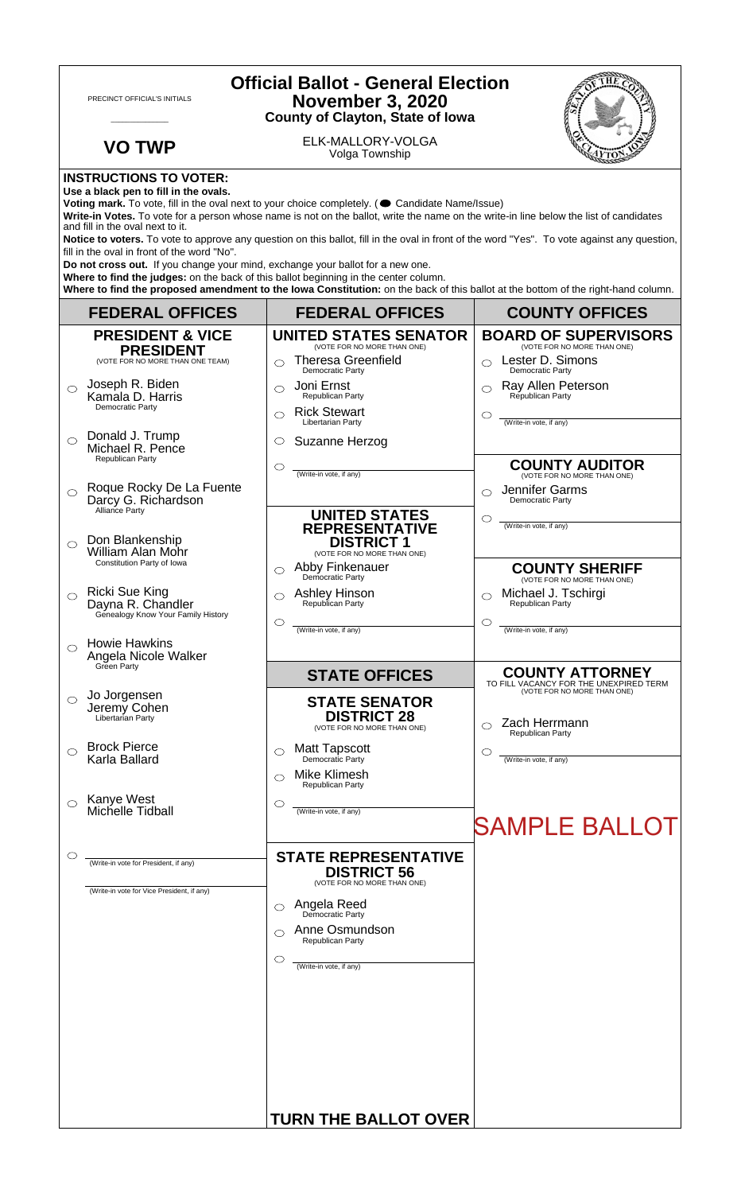PRECINCT OFFICIAL'S INITIALS

___________

# Official Ballot - General Election
## November 3, 2020
### County of Clayton, State of Iowa

**VO TWP**

ELK-MALLORY-VOLGA
Volga Township

**INSTRUCTIONS TO VOTER:**
**Use a black pen to fill in the ovals.**
**Voting mark.** To vote, fill in the oval next to your choice completely. (● Candidate Name/Issue)
**Write-in Votes.** To vote for a person whose name is not on the ballot, write the name on the write-in line below the list of candidates and fill in the oval next to it.
**Notice to voters.** To vote to approve any question on this ballot, fill in the oval in front of the word "Yes". To vote against any question, fill in the oval in front of the word "No".
**Do not cross out.** If you change your mind, exchange your ballot for a new one.
**Where to find the judges:** on the back of this ballot beginning in the center column.
**Where to find the proposed amendment to the Iowa Constitution:** on the back of this ballot at the bottom of the right-hand column.

## FEDERAL OFFICES

### PRESIDENT & VICE PRESIDENT
(VOTE FOR NO MORE THAN ONE TEAM)

- ○ Joseph R. Biden / Kamala D. Harris — Democratic Party
- ○ Donald J. Trump / Michael R. Pence — Republican Party
- ○ Roque Rocky De La Fuente / Darcy G. Richardson — Alliance Party
- ○ Don Blankenship / William Alan Mohr — Constitution Party of Iowa
- ○ Ricki Sue King / Dayna R. Chandler — Genealogy Know Your Family History
- ○ Howie Hawkins / Angela Nicole Walker — Green Party
- ○ Jo Jorgensen / Jeremy Cohen — Libertarian Party
- ○ Brock Pierce / Karla Ballard
- ○ Kanye West / Michelle Tidball
- ○ ________ (Write-in vote for President, if any)
  ________ (Write-in vote for Vice President, if any)

## FEDERAL OFFICES

### UNITED STATES SENATOR
(VOTE FOR NO MORE THAN ONE)

- ○ Theresa Greenfield — Democratic Party
- ○ Joni Ernst — Republican Party
- ○ Rick Stewart — Libertarian Party
- ○ Suzanne Herzog
- ○ ________ (Write-in vote, if any)

### UNITED STATES REPRESENTATIVE DISTRICT 1
(VOTE FOR NO MORE THAN ONE)

- ○ Abby Finkenauer — Democratic Party
- ○ Ashley Hinson — Republican Party
- ○ ________ (Write-in vote, if any)

## STATE OFFICES

### STATE SENATOR DISTRICT 28
(VOTE FOR NO MORE THAN ONE)

- ○ Matt Tapscott — Democratic Party
- ○ Mike Klimesh — Republican Party
- ○ ________ (Write-in vote, if any)

### STATE REPRESENTATIVE DISTRICT 56
(VOTE FOR NO MORE THAN ONE)

- ○ Angela Reed — Democratic Party
- ○ Anne Osmundson — Republican Party
- ○ ________ (Write-in vote, if any)

**TURN THE BALLOT OVER**

## COUNTY OFFICES

### BOARD OF SUPERVISORS
(VOTE FOR NO MORE THAN ONE)

- ○ Lester D. Simons — Democratic Party
- ○ Ray Allen Peterson — Republican Party
- ○ ________ (Write-in vote, if any)

### COUNTY AUDITOR
(VOTE FOR NO MORE THAN ONE)

- ○ Jennifer Garms — Democratic Party
- ○ ________ (Write-in vote, if any)

### COUNTY SHERIFF
(VOTE FOR NO MORE THAN ONE)

- ○ Michael J. Tschirgi — Republican Party
- ○ ________ (Write-in vote, if any)

### COUNTY ATTORNEY
TO FILL VACANCY FOR THE UNEXPIRED TERM
(VOTE FOR NO MORE THAN ONE)

- ○ Zach Herrmann — Republican Party
- ○ ________ (Write-in vote, if any)

SAMPLE BALLOT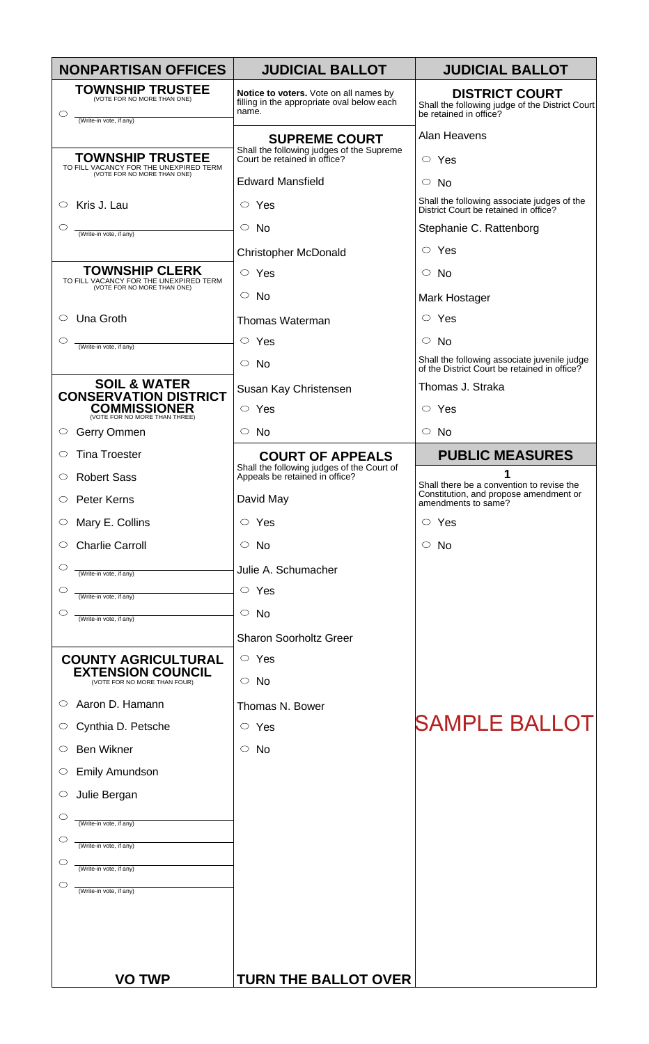## NONPARTISAN OFFICES

### TOWNSHIP TRUSTEE
(VOTE FOR NO MORE THAN ONE)

○ ________ (Write-in vote, if any)

### TOWNSHIP TRUSTEE
TO FILL VACANCY FOR THE UNEXPIRED TERM
(VOTE FOR NO MORE THAN ONE)

○ Kris J. Lau

○ ________ (Write-in vote, if any)

### TOWNSHIP CLERK
TO FILL VACANCY FOR THE UNEXPIRED TERM
(VOTE FOR NO MORE THAN ONE)

○ Una Groth

○ ________ (Write-in vote, if any)

### SOIL & WATER CONSERVATION DISTRICT COMMISSIONER
(VOTE FOR NO MORE THAN THREE)

○ Gerry Ommen

○ Tina Troester

○ Robert Sass

○ Peter Kerns

○ Mary E. Collins

○ Charlie Carroll

○ ________ (Write-in vote, if any)

○ ________ (Write-in vote, if any)

○ ________ (Write-in vote, if any)

### COUNTY AGRICULTURAL EXTENSION COUNCIL
(VOTE FOR NO MORE THAN FOUR)

○ Aaron D. Hamann

○ Cynthia D. Petsche

○ Ben Wikner

○ Emily Amundson

○ Julie Bergan

○ ________ (Write-in vote, if any)

○ ________ (Write-in vote, if any)

○ ________ (Write-in vote, if any)

○ ________ (Write-in vote, if any)

VO TWP

## JUDICIAL BALLOT

**Notice to voters.** Vote on all names by filling in the appropriate oval below each name.

### SUPREME COURT
Shall the following judges of the Supreme Court be retained in office?

Edward Mansfield

○ Yes

○ No

Christopher McDonald

○ Yes

○ No

Thomas Waterman

○ Yes

○ No

Susan Kay Christensen

○ Yes

○ No

### COURT OF APPEALS
Shall the following judges of the Court of Appeals be retained in office?

David May

○ Yes

○ No

Julie A. Schumacher

○ Yes

○ No

Sharon Soorholtz Greer

○ Yes

○ No

Thomas N. Bower

○ Yes

○ No

**TURN THE BALLOT OVER**

## JUDICIAL BALLOT

### DISTRICT COURT
Shall the following judge of the District Court be retained in office?

Alan Heavens

○ Yes

○ No

Shall the following associate judges of the District Court be retained in office?

Stephanie C. Rattenborg

○ Yes

○ No

Mark Hostager

○ Yes

○ No

Shall the following associate juvenile judge of the District Court be retained in office?

Thomas J. Straka

○ Yes

○ No

## PUBLIC MEASURES

**1**

Shall there be a convention to revise the Constitution, and propose amendment or amendments to same?

○ Yes

○ No

SAMPLE BALLOT